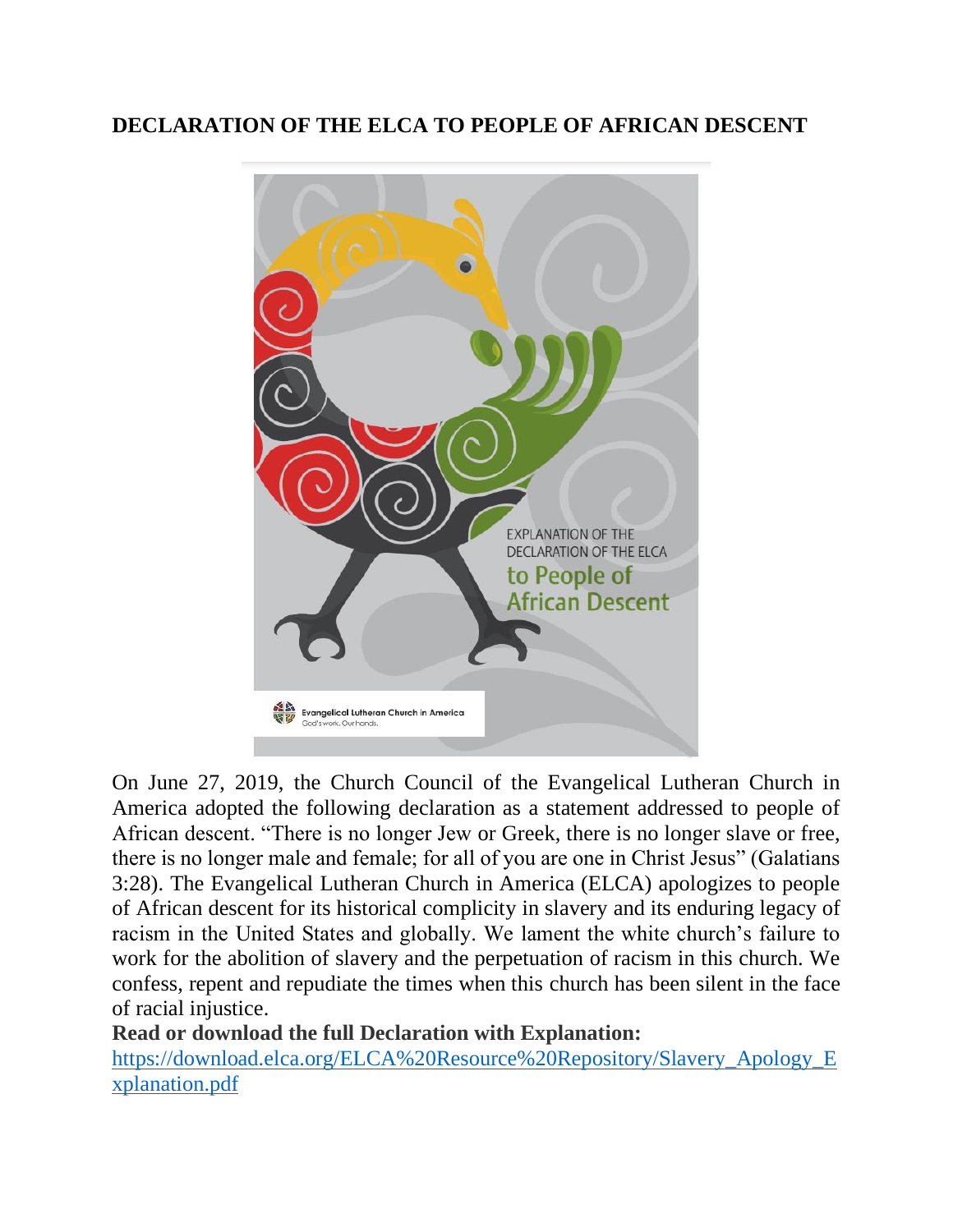**DECLARATION OF THE ELCA TO PEOPLE OF AFRICAN DESCENT**

EXPLANATION OF THE DECLARATION OF THE ELCA to People of African Descent

Evangelical Lutheran Church in America
God's work. Our hands.

On June 27, 2019, the Church Council of the Evangelical Lutheran Church in America adopted the following declaration as a statement addressed to people of African descent. "There is no longer Jew or Greek, there is no longer slave or free, there is no longer male and female; for all of you are one in Christ Jesus" (Galatians 3:28). The Evangelical Lutheran Church in America (ELCA) apologizes to people of African descent for its historical complicity in slavery and its enduring legacy of racism in the United States and globally. We lament the white church's failure to work for the abolition of slavery and the perpetuation of racism in this church. We confess, repent and repudiate the times when this church has been silent in the face of racial injustice.

**Read or download the full Declaration with Explanation:**
https://download.elca.org/ELCA%20Resource%20Repository/Slavery_Apology_Explanation.pdf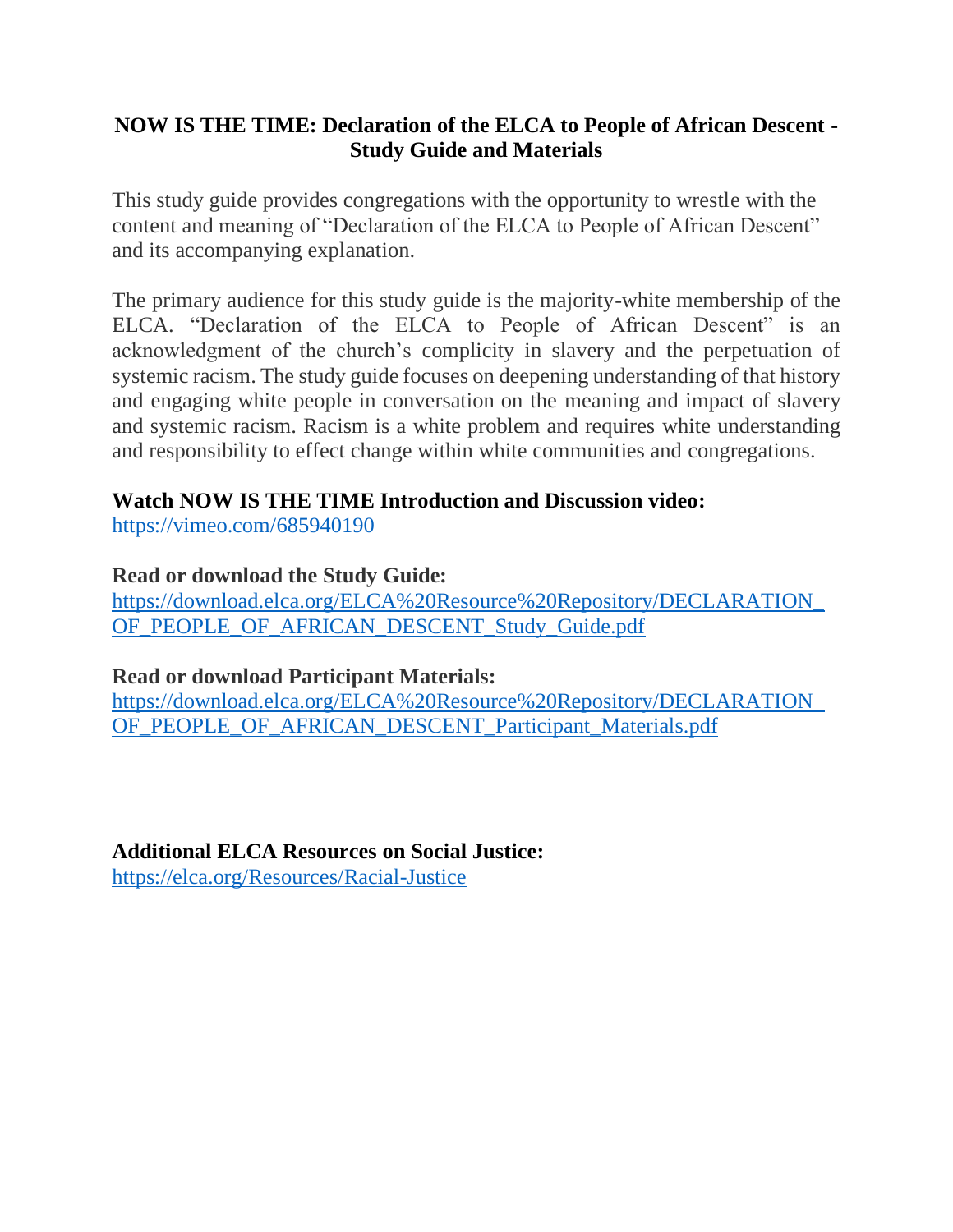**NOW IS THE TIME: Declaration of the ELCA to People of African Descent - Study Guide and Materials**

This study guide provides congregations with the opportunity to wrestle with the content and meaning of "Declaration of the ELCA to People of African Descent" and its accompanying explanation.

The primary audience for this study guide is the majority-white membership of the ELCA. "Declaration of the ELCA to People of African Descent" is an acknowledgment of the church's complicity in slavery and the perpetuation of systemic racism. The study guide focuses on deepening understanding of that history and engaging white people in conversation on the meaning and impact of slavery and systemic racism. Racism is a white problem and requires white understanding and responsibility to effect change within white communities and congregations.

**Watch NOW IS THE TIME Introduction and Discussion video:**
https://vimeo.com/685940190

**Read or download the Study Guide:**
https://download.elca.org/ELCA%20Resource%20Repository/DECLARATION_OF_PEOPLE_OF_AFRICAN_DESCENT_Study_Guide.pdf

**Read or download Participant Materials:**
https://download.elca.org/ELCA%20Resource%20Repository/DECLARATION_OF_PEOPLE_OF_AFRICAN_DESCENT_Participant_Materials.pdf

**Additional ELCA Resources on Social Justice:**
https://elca.org/Resources/Racial-Justice